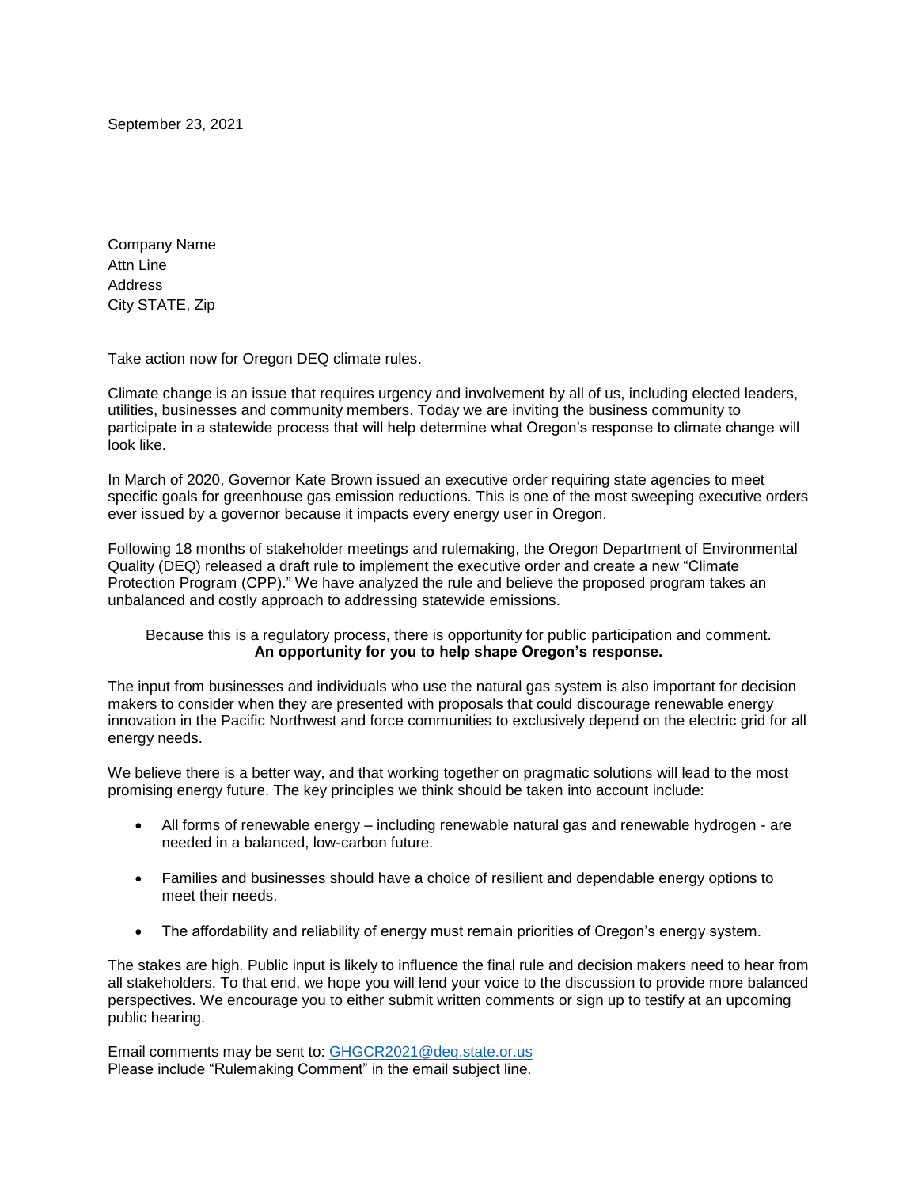September 23, 2021

Company Name  
Attn Line  
Address  
City STATE, Zip

Take action now for Oregon DEQ climate rules.

Climate change is an issue that requires urgency and involvement by all of us, including elected leaders, utilities, businesses and community members. Today we are inviting the business community to participate in a statewide process that will help determine what Oregon's response to climate change will look like.

In March of 2020, Governor Kate Brown issued an executive order requiring state agencies to meet specific goals for greenhouse gas emission reductions. This is one of the most sweeping executive orders ever issued by a governor because it impacts every energy user in Oregon.

Following 18 months of stakeholder meetings and rulemaking, the Oregon Department of Environmental Quality (DEQ) released a draft rule to implement the executive order and create a new "Climate Protection Program (CPP)." We have analyzed the rule and believe the proposed program takes an unbalanced and costly approach to addressing statewide emissions.

Because this is a regulatory process, there is opportunity for public participation and comment.  
**An opportunity for you to help shape Oregon's response.**

The input from businesses and individuals who use the natural gas system is also important for decision makers to consider when they are presented with proposals that could discourage renewable energy innovation in the Pacific Northwest and force communities to exclusively depend on the electric grid for all energy needs.

We believe there is a better way, and that working together on pragmatic solutions will lead to the most promising energy future. The key principles we think should be taken into account include:

- All forms of renewable energy – including renewable natural gas and renewable hydrogen - are needed in a balanced, low-carbon future.
- Families and businesses should have a choice of resilient and dependable energy options to meet their needs.
- The affordability and reliability of energy must remain priorities of Oregon's energy system.

The stakes are high. Public input is likely to influence the final rule and decision makers need to hear from all stakeholders. To that end, we hope you will lend your voice to the discussion to provide more balanced perspectives. We encourage you to either submit written comments or sign up to testify at an upcoming public hearing.

Email comments may be sent to: GHGCR2021@deq.state.or.us  
Please include "Rulemaking Comment" in the email subject line.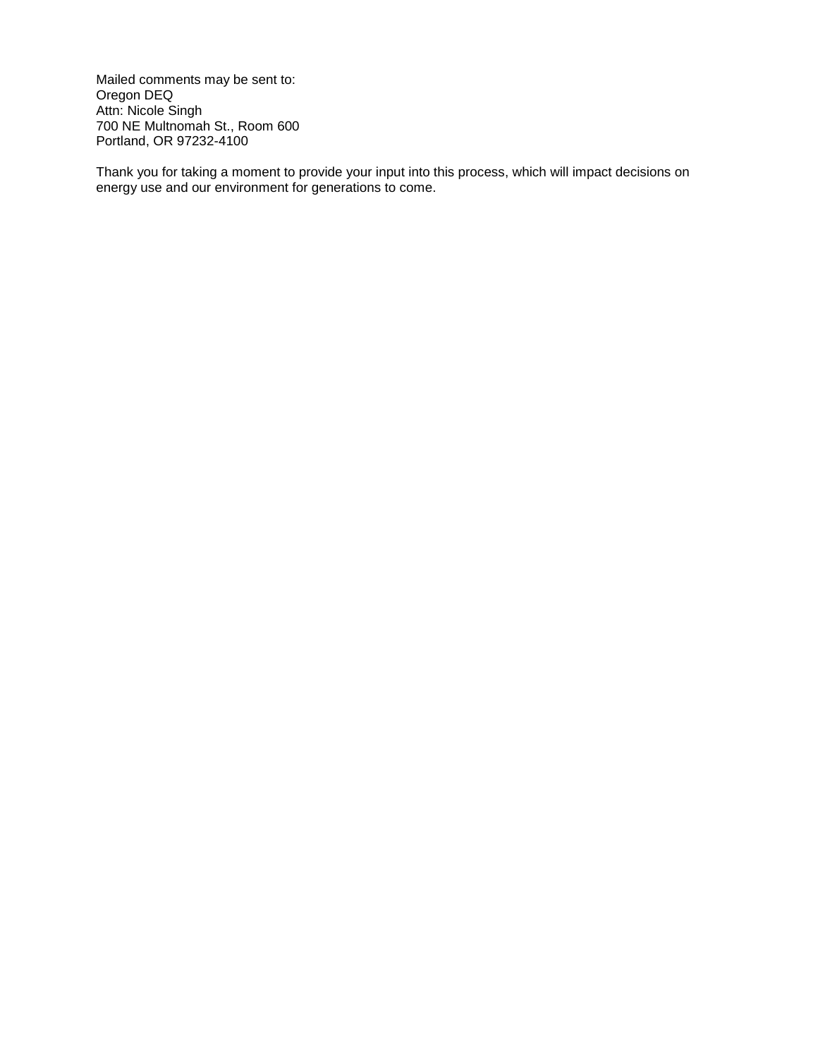Mailed comments may be sent to:
Oregon DEQ
Attn: Nicole Singh
700 NE Multnomah St., Room 600
Portland, OR 97232-4100

Thank you for taking a moment to provide your input into this process, which will impact decisions on energy use and our environment for generations to come.